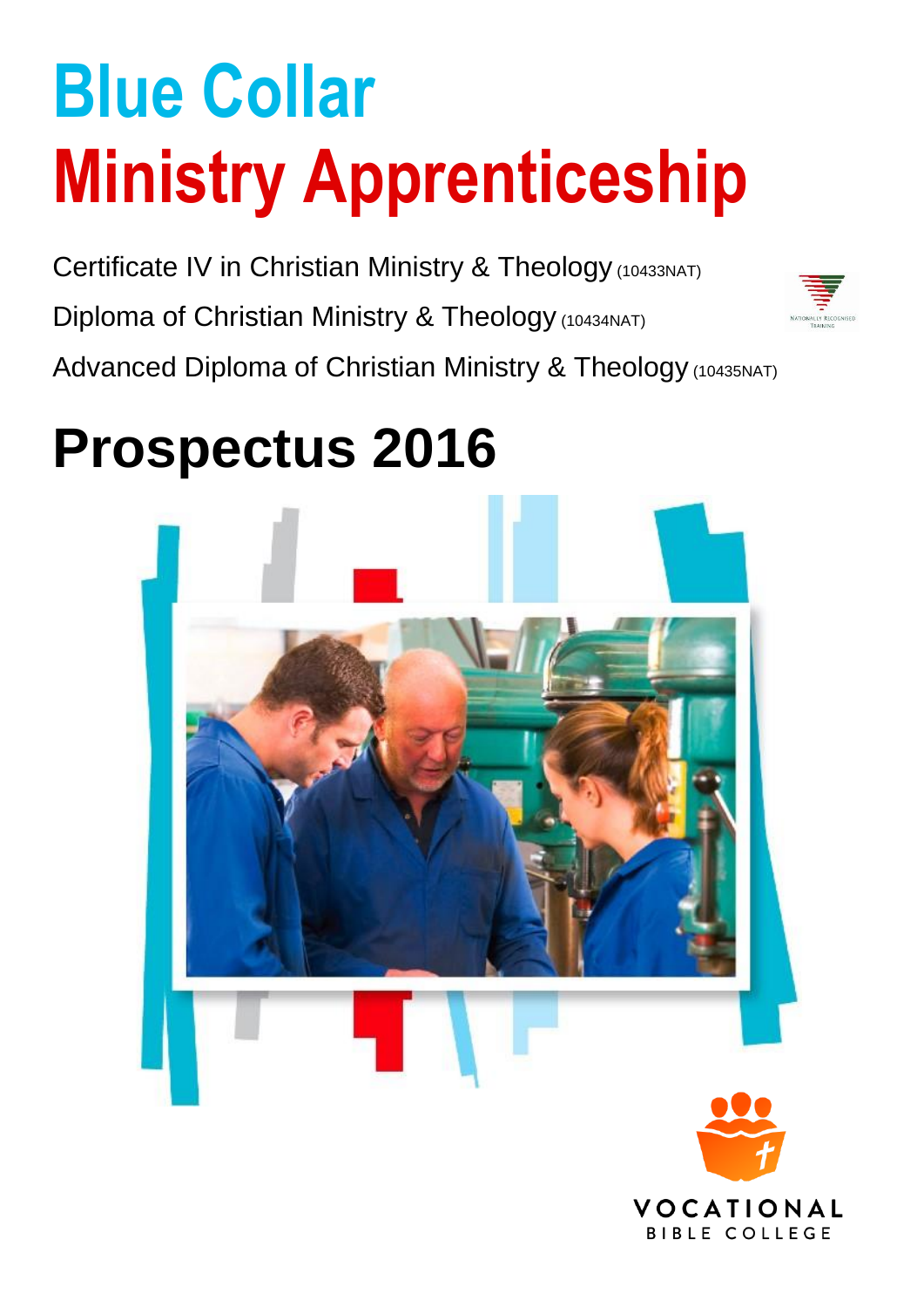# Blue Collar

# Ministry Apprenticeship

Certificate IV in Christian Ministry & Theology (10433NAT)

Diploma of Christian Ministry & Theology (10434NAT)

Advanced Diploma of Christian Ministry & Theology (10435NAT)

NATIONALLY RECOGNISED TRAINING

# Prospectus 2016

VOCATIONAL BIBLE COLLEGE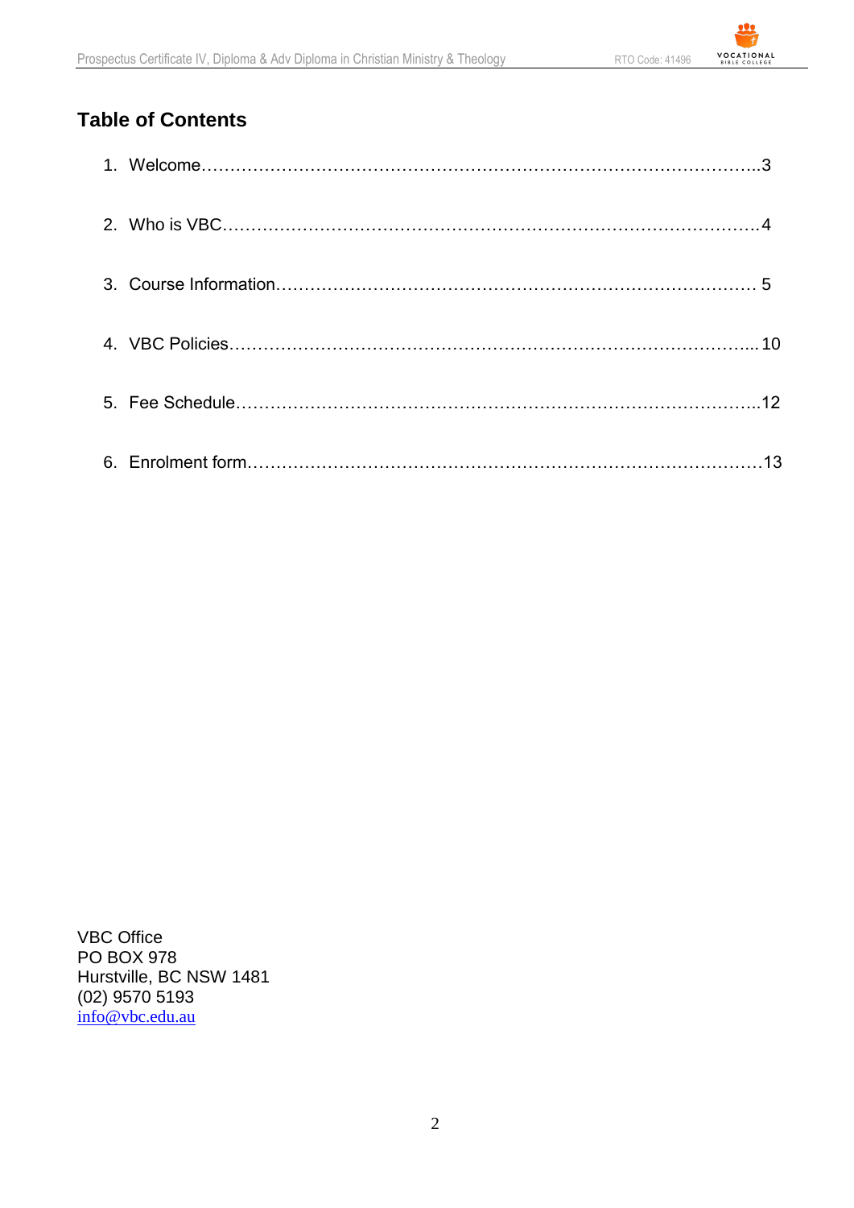## Table of Contents

1. Welcome……………………………………………………………………………………..3
2. Who is VBC…………………………………………………………………………………4
3. Course Information………………………………………………………………………… 5
4. VBC Policies………………………………………………………………………………... 10
5. Fee Schedule………………………………………………………………………………..12
6. Enrolment form………………………………………………………………………………13

VBC Office
PO BOX 978
Hurstville, BC NSW 1481
(02) 9570 5193
info@vbc.edu.au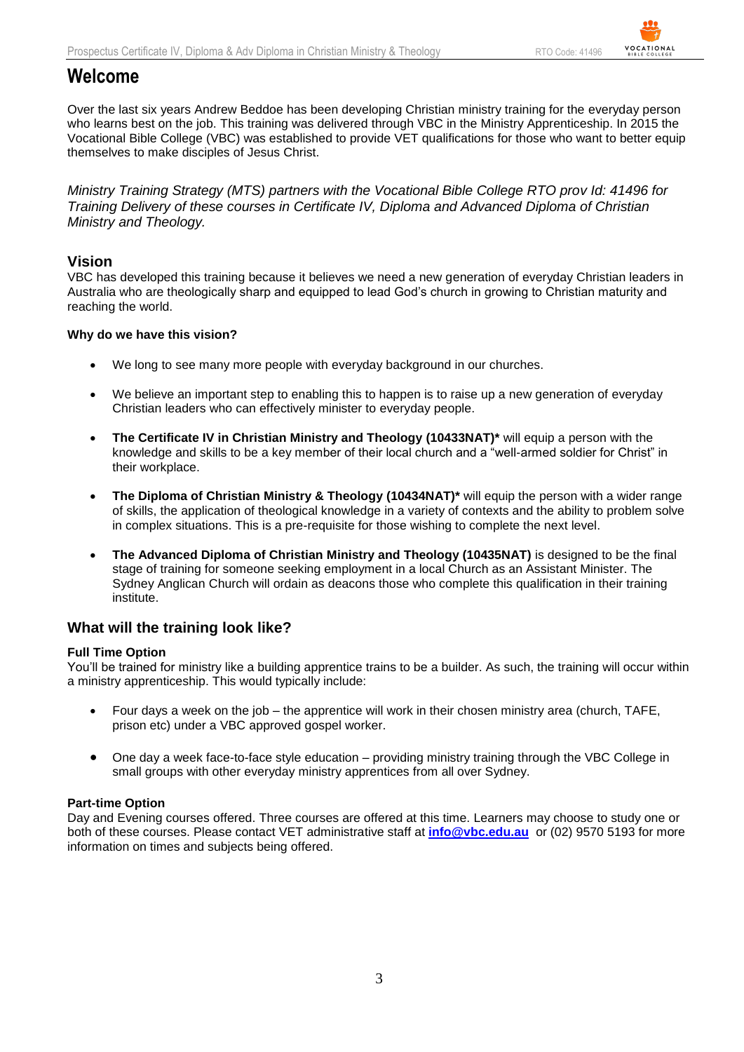# Welcome

Over the last six years Andrew Beddoe has been developing Christian ministry training for the everyday person who learns best on the job. This training was delivered through VBC in the Ministry Apprenticeship. In 2015 the Vocational Bible College (VBC) was established to provide VET qualifications for those who want to better equip themselves to make disciples of Jesus Christ.

*Ministry Training Strategy (MTS) partners with the Vocational Bible College RTO prov Id: 41496 for Training Delivery of these courses in Certificate IV, Diploma and Advanced Diploma of Christian Ministry and Theology.*

## Vision

VBC has developed this training because it believes we need a new generation of everyday Christian leaders in Australia who are theologically sharp and equipped to lead God's church in growing to Christian maturity and reaching the world.

**Why do we have this vision?**

- We long to see many more people with everyday background in our churches.
- We believe an important step to enabling this to happen is to raise up a new generation of everyday Christian leaders who can effectively minister to everyday people.
- **The Certificate IV in Christian Ministry and Theology (10433NAT)*** will equip a person with the knowledge and skills to be a key member of their local church and a "well-armed soldier for Christ" in their workplace.
- **The Diploma of Christian Ministry & Theology (10434NAT)*** will equip the person with a wider range of skills, the application of theological knowledge in a variety of contexts and the ability to problem solve in complex situations. This is a pre-requisite for those wishing to complete the next level.
- **The Advanced Diploma of Christian Ministry and Theology (10435NAT)** is designed to be the final stage of training for someone seeking employment in a local Church as an Assistant Minister. The Sydney Anglican Church will ordain as deacons those who complete this qualification in their training institute.

## What will the training look like?

**Full Time Option**

You'll be trained for ministry like a building apprentice trains to be a builder. As such, the training will occur within a ministry apprenticeship. This would typically include:

- Four days a week on the job – the apprentice will work in their chosen ministry area (church, TAFE, prison etc) under a VBC approved gospel worker.
- One day a week face-to-face style education – providing ministry training through the VBC College in small groups with other everyday ministry apprentices from all over Sydney.

**Part-time Option**

Day and Evening courses offered. Three courses are offered at this time. Learners may choose to study one or both of these courses. Please contact VET administrative staff at **info@vbc.edu.au** or (02) 9570 5193 for more information on times and subjects being offered.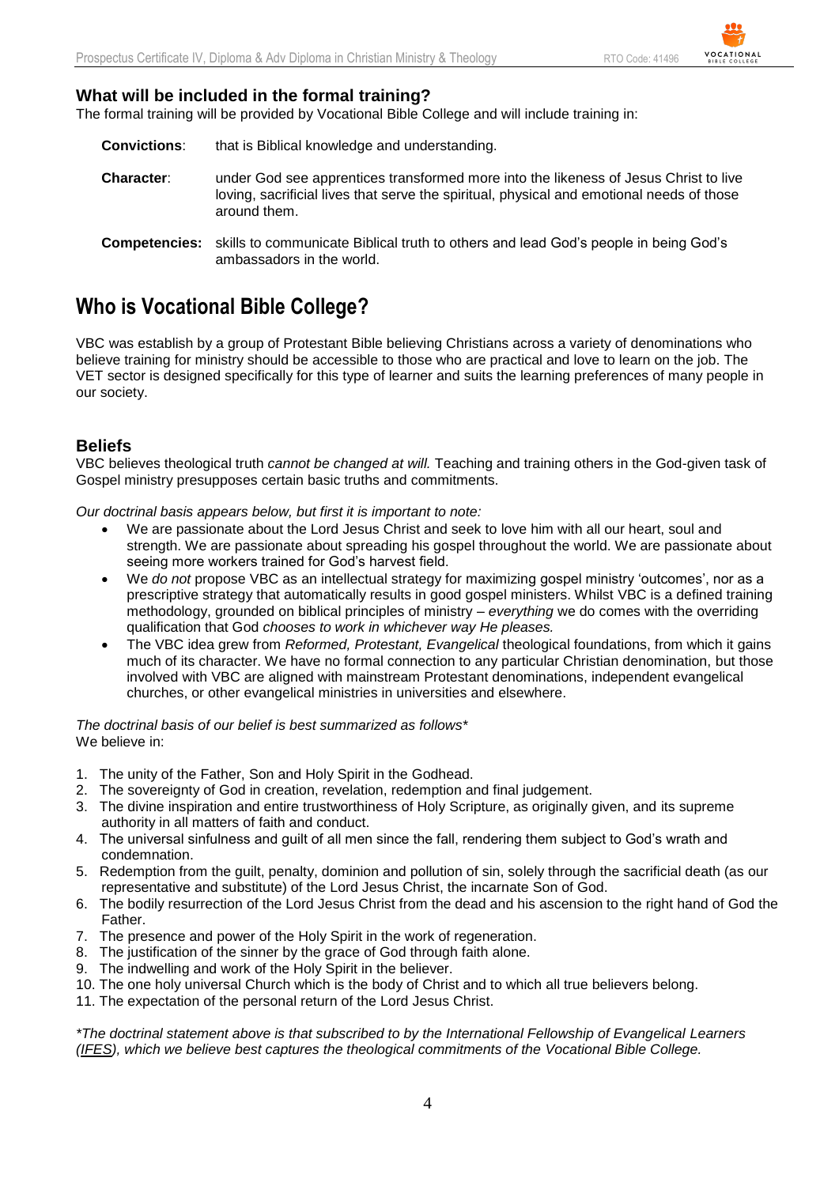### What will be included in the formal training?

The formal training will be provided by Vocational Bible College and will include training in:

**Convictions**: that is Biblical knowledge and understanding.

**Character**: under God see apprentices transformed more into the likeness of Jesus Christ to live loving, sacrificial lives that serve the spiritual, physical and emotional needs of those around them.

**Competencies:** skills to communicate Biblical truth to others and lead God's people in being God's ambassadors in the world.

## Who is Vocational Bible College?

VBC was establish by a group of Protestant Bible believing Christians across a variety of denominations who believe training for ministry should be accessible to those who are practical and love to learn on the job. The VET sector is designed specifically for this type of learner and suits the learning preferences of many people in our society.

### Beliefs

VBC believes theological truth *cannot be changed at will.* Teaching and training others in the God-given task of Gospel ministry presupposes certain basic truths and commitments.

*Our doctrinal basis appears below, but first it is important to note:*

- We are passionate about the Lord Jesus Christ and seek to love him with all our heart, soul and strength. We are passionate about spreading his gospel throughout the world. We are passionate about seeing more workers trained for God's harvest field.
- We *do not* propose VBC as an intellectual strategy for maximizing gospel ministry 'outcomes', nor as a prescriptive strategy that automatically results in good gospel ministers. Whilst VBC is a defined training methodology, grounded on biblical principles of ministry – *everything* we do comes with the overriding qualification that God *chooses to work in whichever way He pleases.*
- The VBC idea grew from *Reformed, Protestant, Evangelical* theological foundations, from which it gains much of its character. We have no formal connection to any particular Christian denomination, but those involved with VBC are aligned with mainstream Protestant denominations, independent evangelical churches, or other evangelical ministries in universities and elsewhere.

*The doctrinal basis of our belief is best summarized as follows**
We believe in:

1. The unity of the Father, Son and Holy Spirit in the Godhead.
2. The sovereignty of God in creation, revelation, redemption and final judgement.
3. The divine inspiration and entire trustworthiness of Holy Scripture, as originally given, and its supreme authority in all matters of faith and conduct.
4. The universal sinfulness and guilt of all men since the fall, rendering them subject to God's wrath and condemnation.
5. Redemption from the guilt, penalty, dominion and pollution of sin, solely through the sacrificial death (as our representative and substitute) of the Lord Jesus Christ, the incarnate Son of God.
6. The bodily resurrection of the Lord Jesus Christ from the dead and his ascension to the right hand of God the Father.
7. The presence and power of the Holy Spirit in the work of regeneration.
8. The justification of the sinner by the grace of God through faith alone.
9. The indwelling and work of the Holy Spirit in the believer.
10. The one holy universal Church which is the body of Christ and to which all true believers belong.
11. The expectation of the personal return of the Lord Jesus Christ.

**The doctrinal statement above is that subscribed to by the International Fellowship of Evangelical Learners (IFES), which we believe best captures the theological commitments of the Vocational Bible College.*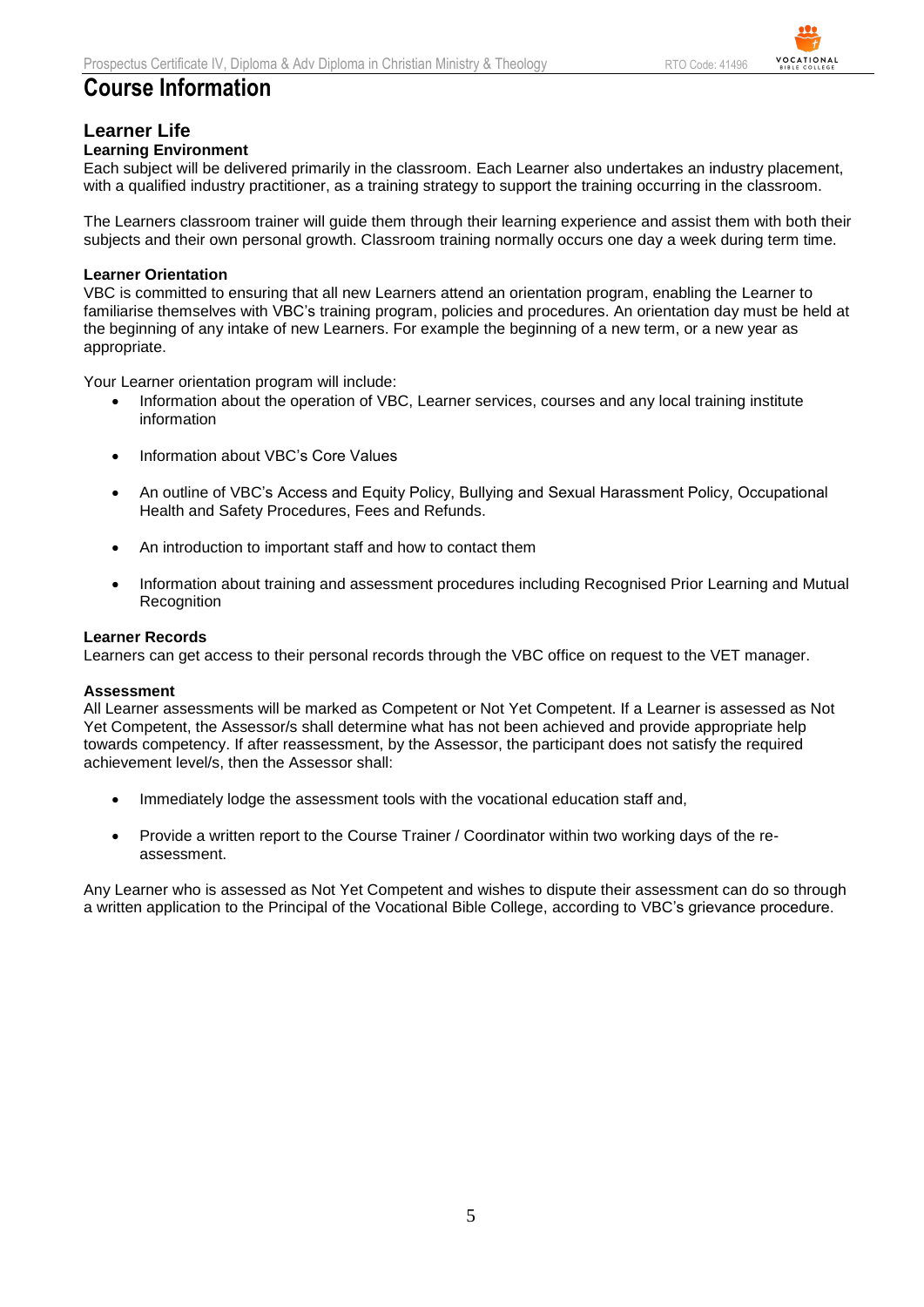# Course Information

## Learner Life

### Learning Environment

Each subject will be delivered primarily in the classroom. Each Learner also undertakes an industry placement, with a qualified industry practitioner, as a training strategy to support the training occurring in the classroom.

The Learners classroom trainer will guide them through their learning experience and assist them with both their subjects and their own personal growth. Classroom training normally occurs one day a week during term time.

### Learner Orientation

VBC is committed to ensuring that all new Learners attend an orientation program, enabling the Learner to familiarise themselves with VBC's training program, policies and procedures. An orientation day must be held at the beginning of any intake of new Learners. For example the beginning of a new term, or a new year as appropriate.

Your Learner orientation program will include:

- Information about the operation of VBC, Learner services, courses and any local training institute information
- Information about VBC's Core Values
- An outline of VBC's Access and Equity Policy, Bullying and Sexual Harassment Policy, Occupational Health and Safety Procedures, Fees and Refunds.
- An introduction to important staff and how to contact them
- Information about training and assessment procedures including Recognised Prior Learning and Mutual Recognition

### Learner Records

Learners can get access to their personal records through the VBC office on request to the VET manager.

### Assessment

All Learner assessments will be marked as Competent or Not Yet Competent. If a Learner is assessed as Not Yet Competent, the Assessor/s shall determine what has not been achieved and provide appropriate help towards competency. If after reassessment, by the Assessor, the participant does not satisfy the required achievement level/s, then the Assessor shall:

- Immediately lodge the assessment tools with the vocational education staff and,
- Provide a written report to the Course Trainer / Coordinator within two working days of the re-assessment.

Any Learner who is assessed as Not Yet Competent and wishes to dispute their assessment can do so through a written application to the Principal of the Vocational Bible College, according to VBC's grievance procedure.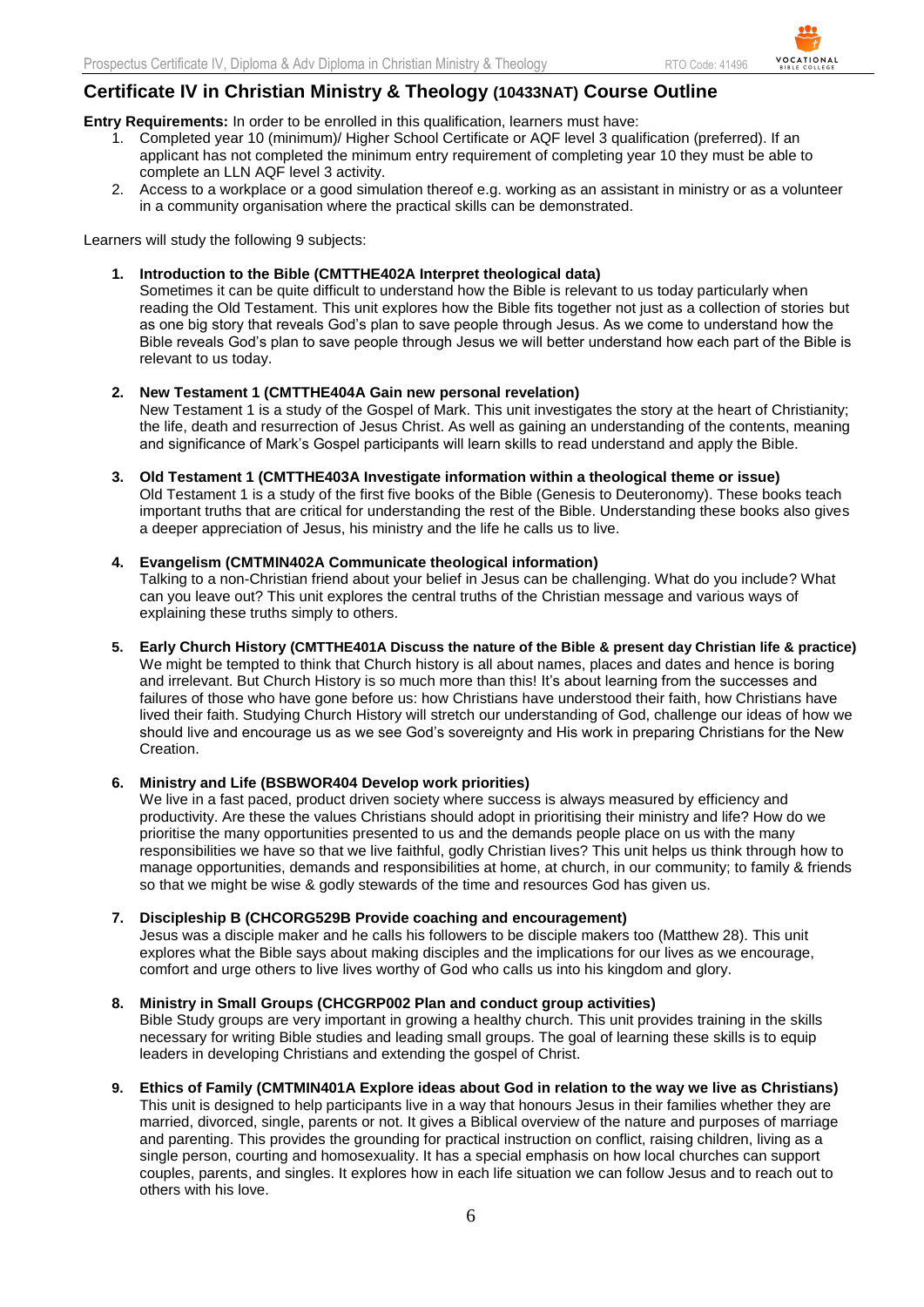## Certificate IV in Christian Ministry & Theology (10433NAT) Course Outline

**Entry Requirements:** In order to be enrolled in this qualification, learners must have:

1. Completed year 10 (minimum)/ Higher School Certificate or AQF level 3 qualification (preferred). If an applicant has not completed the minimum entry requirement of completing year 10 they must be able to complete an LLN AQF level 3 activity.
2. Access to a workplace or a good simulation thereof e.g. working as an assistant in ministry or as a volunteer in a community organisation where the practical skills can be demonstrated.

Learners will study the following 9 subjects:

1. **Introduction to the Bible (CMTTHE402A Interpret theological data)**
   Sometimes it can be quite difficult to understand how the Bible is relevant to us today particularly when reading the Old Testament. This unit explores how the Bible fits together not just as a collection of stories but as one big story that reveals God's plan to save people through Jesus. As we come to understand how the Bible reveals God's plan to save people through Jesus we will better understand how each part of the Bible is relevant to us today.

2. **New Testament 1 (CMTTHE404A Gain new personal revelation)**
   New Testament 1 is a study of the Gospel of Mark. This unit investigates the story at the heart of Christianity; the life, death and resurrection of Jesus Christ. As well as gaining an understanding of the contents, meaning and significance of Mark's Gospel participants will learn skills to read understand and apply the Bible.

3. **Old Testament 1 (CMTTHE403A Investigate information within a theological theme or issue)**
   Old Testament 1 is a study of the first five books of the Bible (Genesis to Deuteronomy). These books teach important truths that are critical for understanding the rest of the Bible. Understanding these books also gives a deeper appreciation of Jesus, his ministry and the life he calls us to live.

4. **Evangelism (CMTMIN402A Communicate theological information)**
   Talking to a non-Christian friend about your belief in Jesus can be challenging. What do you include? What can you leave out? This unit explores the central truths of the Christian message and various ways of explaining these truths simply to others.

5. **Early Church History (CMTTHE401A Discuss the nature of the Bible & present day Christian life & practice)**
   We might be tempted to think that Church history is all about names, places and dates and hence is boring and irrelevant. But Church History is so much more than this! It's about learning from the successes and failures of those who have gone before us: how Christians have understood their faith, how Christians have lived their faith. Studying Church History will stretch our understanding of God, challenge our ideas of how we should live and encourage us as we see God's sovereignty and His work in preparing Christians for the New Creation.

6. **Ministry and Life (BSBWOR404 Develop work priorities)**
   We live in a fast paced, product driven society where success is always measured by efficiency and productivity. Are these the values Christians should adopt in prioritising their ministry and life? How do we prioritise the many opportunities presented to us and the demands people place on us with the many responsibilities we have so that we live faithful, godly Christian lives? This unit helps us think through how to manage opportunities, demands and responsibilities at home, at church, in our community; to family & friends so that we might be wise & godly stewards of the time and resources God has given us.

7. **Discipleship B (CHCORG529B Provide coaching and encouragement)**
   Jesus was a disciple maker and he calls his followers to be disciple makers too (Matthew 28). This unit explores what the Bible says about making disciples and the implications for our lives as we encourage, comfort and urge others to live lives worthy of God who calls us into his kingdom and glory.

8. **Ministry in Small Groups (CHCGRP002 Plan and conduct group activities)**
   Bible Study groups are very important in growing a healthy church. This unit provides training in the skills necessary for writing Bible studies and leading small groups. The goal of learning these skills is to equip leaders in developing Christians and extending the gospel of Christ.

9. **Ethics of Family (CMTMIN401A Explore ideas about God in relation to the way we live as Christians)**
   This unit is designed to help participants live in a way that honours Jesus in their families whether they are married, divorced, single, parents or not. It gives a Biblical overview of the nature and purposes of marriage and parenting. This provides the grounding for practical instruction on conflict, raising children, living as a single person, courting and homosexuality. It has a special emphasis on how local churches can support couples, parents, and singles. It explores how in each life situation we can follow Jesus and to reach out to others with his love.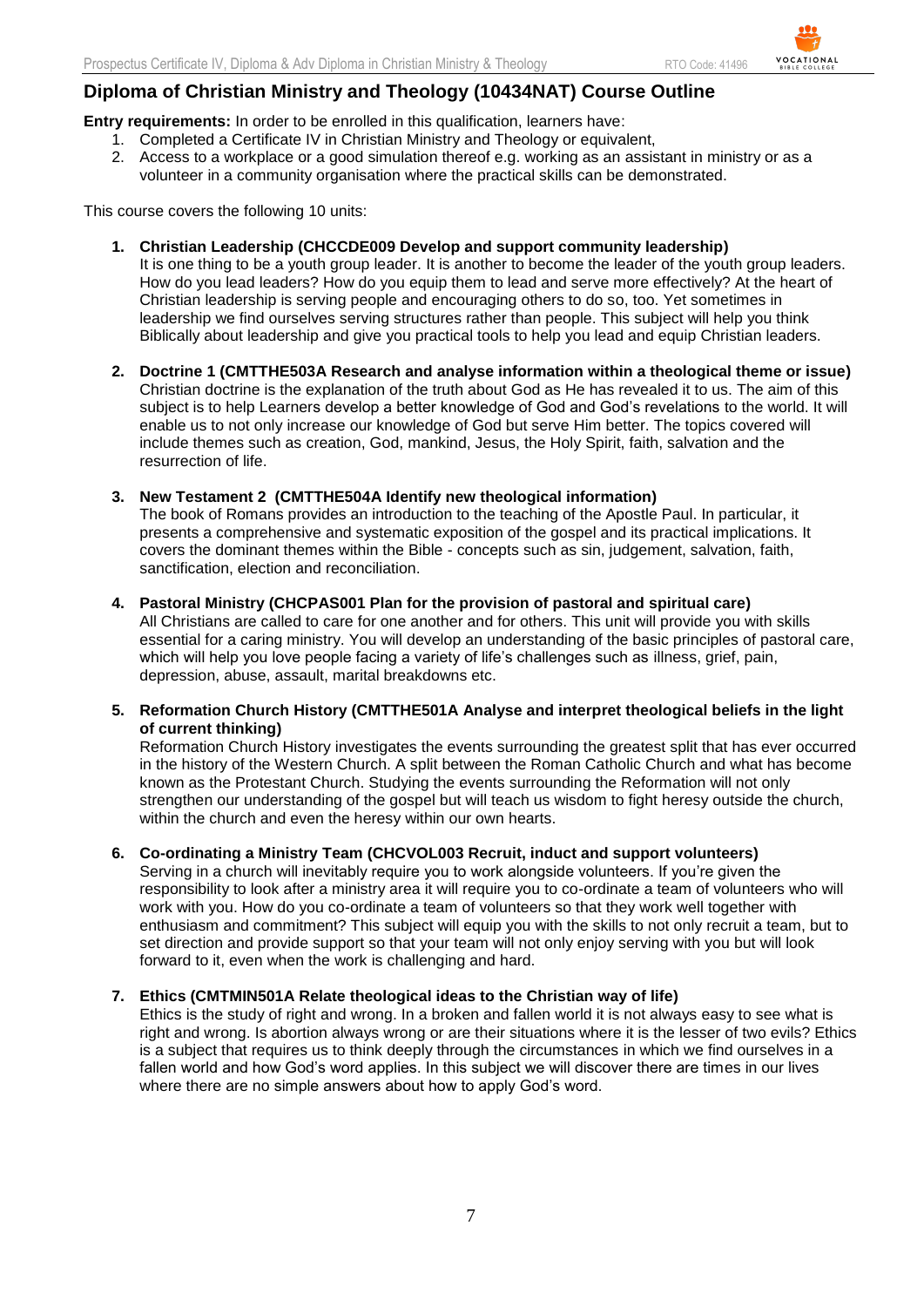## Diploma of Christian Ministry and Theology (10434NAT) Course Outline

**Entry requirements:** In order to be enrolled in this qualification, learners have:

1. Completed a Certificate IV in Christian Ministry and Theology or equivalent,
2. Access to a workplace or a good simulation thereof e.g. working as an assistant in ministry or as a volunteer in a community organisation where the practical skills can be demonstrated.

This course covers the following 10 units:

1. **Christian Leadership (CHCCDE009 Develop and support community leadership)**
   It is one thing to be a youth group leader. It is another to become the leader of the youth group leaders. How do you lead leaders? How do you equip them to lead and serve more effectively? At the heart of Christian leadership is serving people and encouraging others to do so, too. Yet sometimes in leadership we find ourselves serving structures rather than people. This subject will help you think Biblically about leadership and give you practical tools to help you lead and equip Christian leaders.

2. **Doctrine 1 (CMTTHE503A Research and analyse information within a theological theme or issue)**
   Christian doctrine is the explanation of the truth about God as He has revealed it to us. The aim of this subject is to help Learners develop a better knowledge of God and God's revelations to the world. It will enable us to not only increase our knowledge of God but serve Him better. The topics covered will include themes such as creation, God, mankind, Jesus, the Holy Spirit, faith, salvation and the resurrection of life.

3. **New Testament 2 (CMTTHE504A Identify new theological information)**
   The book of Romans provides an introduction to the teaching of the Apostle Paul. In particular, it presents a comprehensive and systematic exposition of the gospel and its practical implications. It covers the dominant themes within the Bible - concepts such as sin, judgement, salvation, faith, sanctification, election and reconciliation.

4. **Pastoral Ministry (CHCPAS001 Plan for the provision of pastoral and spiritual care)**
   All Christians are called to care for one another and for others. This unit will provide you with skills essential for a caring ministry. You will develop an understanding of the basic principles of pastoral care, which will help you love people facing a variety of life's challenges such as illness, grief, pain, depression, abuse, assault, marital breakdowns etc.

5. **Reformation Church History (CMTTHE501A Analyse and interpret theological beliefs in the light of current thinking)**
   Reformation Church History investigates the events surrounding the greatest split that has ever occurred in the history of the Western Church. A split between the Roman Catholic Church and what has become known as the Protestant Church. Studying the events surrounding the Reformation will not only strengthen our understanding of the gospel but will teach us wisdom to fight heresy outside the church, within the church and even the heresy within our own hearts.

6. **Co-ordinating a Ministry Team (CHCVOL003 Recruit, induct and support volunteers)**
   Serving in a church will inevitably require you to work alongside volunteers. If you're given the responsibility to look after a ministry area it will require you to co-ordinate a team of volunteers who will work with you. How do you co-ordinate a team of volunteers so that they work well together with enthusiasm and commitment? This subject will equip you with the skills to not only recruit a team, but to set direction and provide support so that your team will not only enjoy serving with you but will look forward to it, even when the work is challenging and hard.

7. **Ethics (CMTMIN501A Relate theological ideas to the Christian way of life)**
   Ethics is the study of right and wrong. In a broken and fallen world it is not always easy to see what is right and wrong. Is abortion always wrong or are their situations where it is the lesser of two evils? Ethics is a subject that requires us to think deeply through the circumstances in which we find ourselves in a fallen world and how God's word applies. In this subject we will discover there are times in our lives where there are no simple answers about how to apply God's word.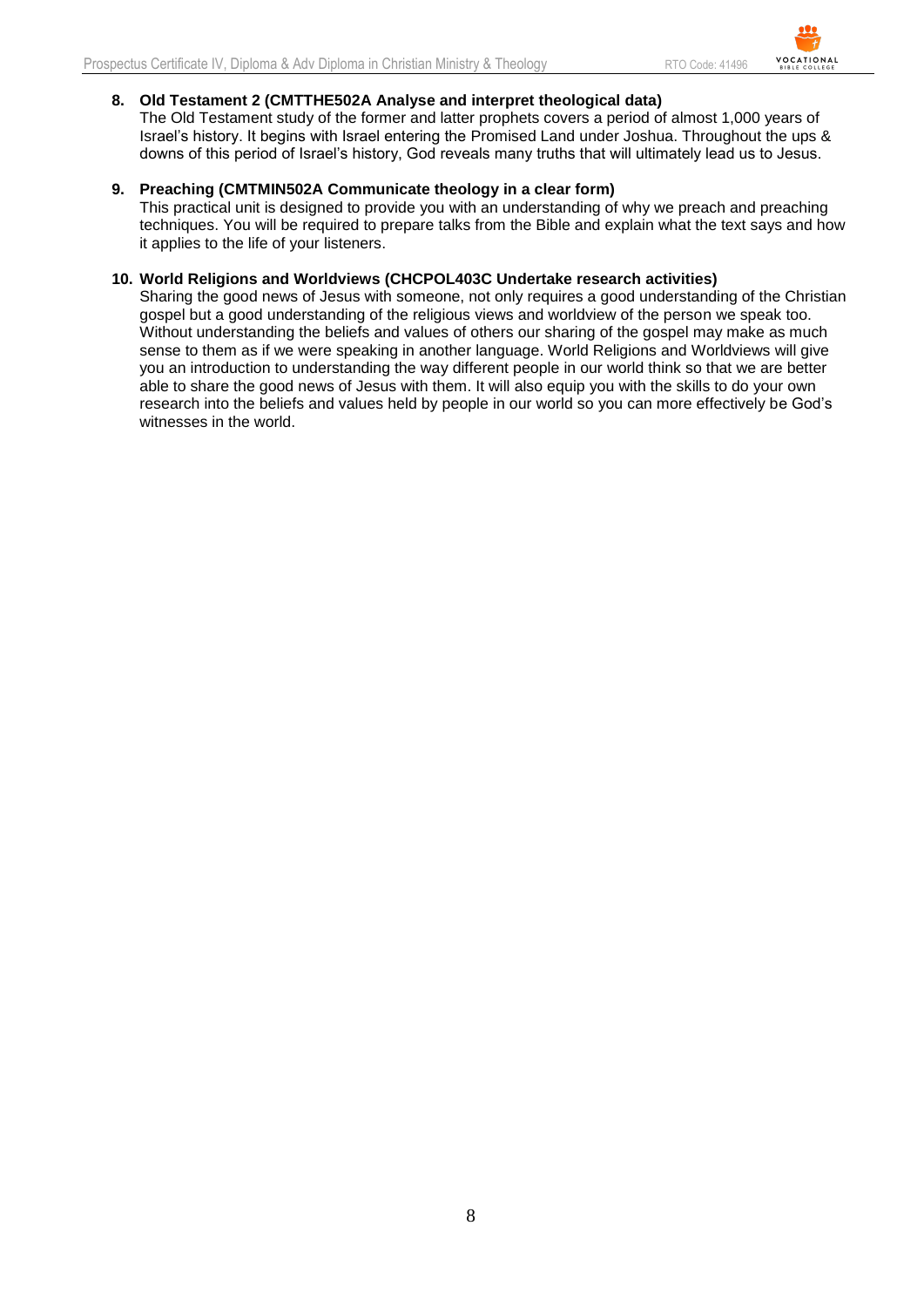8. **Old Testament 2 (CMTTHE502A Analyse and interpret theological data)**
   The Old Testament study of the former and latter prophets covers a period of almost 1,000 years of Israel's history. It begins with Israel entering the Promised Land under Joshua. Throughout the ups & downs of this period of Israel's history, God reveals many truths that will ultimately lead us to Jesus.

9. **Preaching (CMTMIN502A Communicate theology in a clear form)**
   This practical unit is designed to provide you with an understanding of why we preach and preaching techniques. You will be required to prepare talks from the Bible and explain what the text says and how it applies to the life of your listeners.

10. **World Religions and Worldviews (CHCPOL403C Undertake research activities)**
    Sharing the good news of Jesus with someone, not only requires a good understanding of the Christian gospel but a good understanding of the religious views and worldview of the person we speak too. Without understanding the beliefs and values of others our sharing of the gospel may make as much sense to them as if we were speaking in another language. World Religions and Worldviews will give you an introduction to understanding the way different people in our world think so that we are better able to share the good news of Jesus with them. It will also equip you with the skills to do your own research into the beliefs and values held by people in our world so you can more effectively be God's witnesses in the world.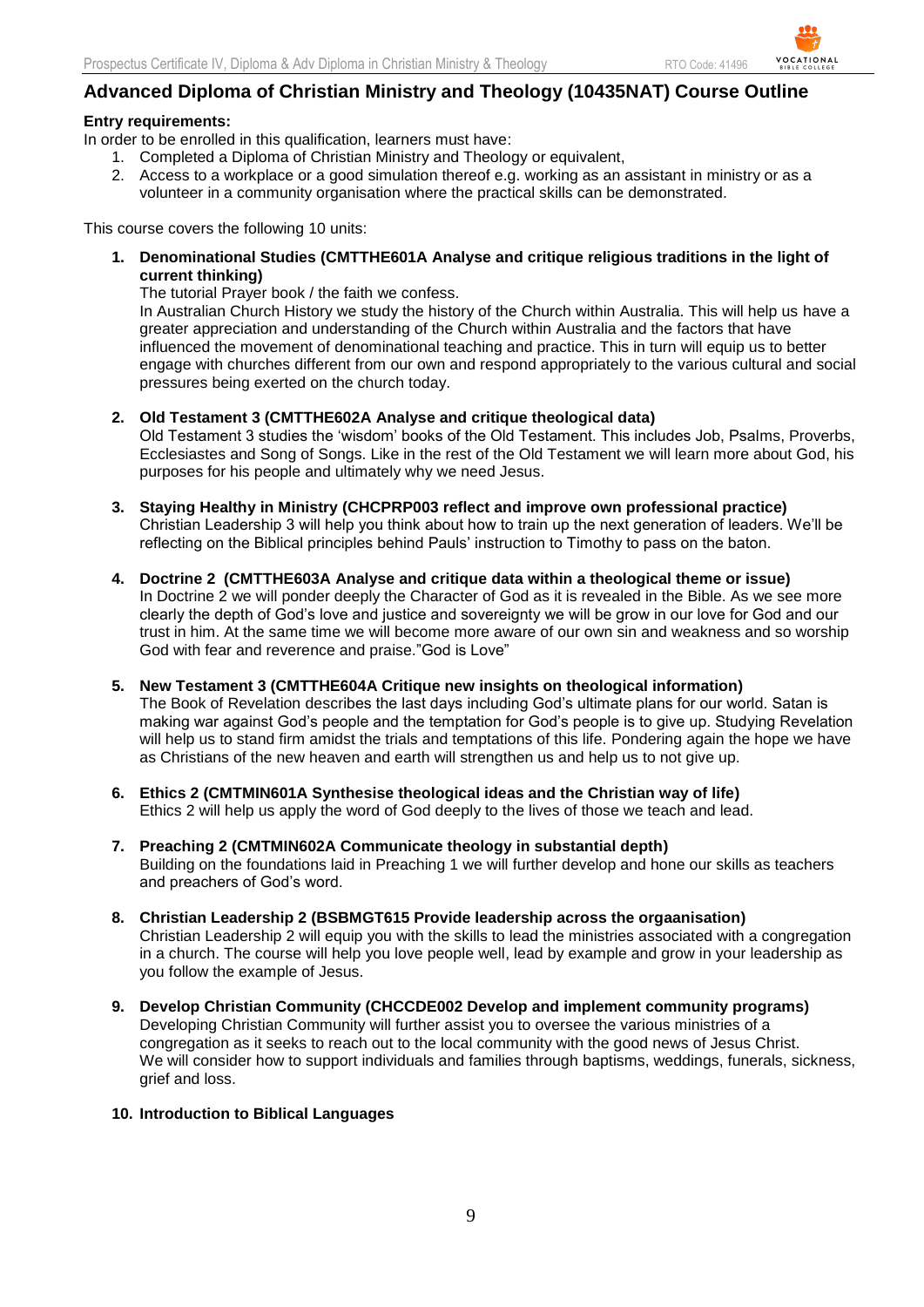## Advanced Diploma of Christian Ministry and Theology (10435NAT) Course Outline

**Entry requirements:**

In order to be enrolled in this qualification, learners must have:

1. Completed a Diploma of Christian Ministry and Theology or equivalent,
2. Access to a workplace or a good simulation thereof e.g. working as an assistant in ministry or as a volunteer in a community organisation where the practical skills can be demonstrated.

This course covers the following 10 units:

1. **Denominational Studies (CMTTHE601A Analyse and critique religious traditions in the light of current thinking)**
   The tutorial Prayer book / the faith we confess.
   In Australian Church History we study the history of the Church within Australia. This will help us have a greater appreciation and understanding of the Church within Australia and the factors that have influenced the movement of denominational teaching and practice. This in turn will equip us to better engage with churches different from our own and respond appropriately to the various cultural and social pressures being exerted on the church today.

2. **Old Testament 3 (CMTTHE602A Analyse and critique theological data)**
   Old Testament 3 studies the 'wisdom' books of the Old Testament. This includes Job, Psalms, Proverbs, Ecclesiastes and Song of Songs. Like in the rest of the Old Testament we will learn more about God, his purposes for his people and ultimately why we need Jesus.

3. **Staying Healthy in Ministry (CHCPRP003 reflect and improve own professional practice)**
   Christian Leadership 3 will help you think about how to train up the next generation of leaders. We'll be reflecting on the Biblical principles behind Pauls' instruction to Timothy to pass on the baton.

4. **Doctrine 2 (CMTTHE603A Analyse and critique data within a theological theme or issue)**
   In Doctrine 2 we will ponder deeply the Character of God as it is revealed in the Bible. As we see more clearly the depth of God's love and justice and sovereignty we will be grow in our love for God and our trust in him. At the same time we will become more aware of our own sin and weakness and so worship God with fear and reverence and praise."God is Love"

5. **New Testament 3 (CMTTHE604A Critique new insights on theological information)**
   The Book of Revelation describes the last days including God's ultimate plans for our world. Satan is making war against God's people and the temptation for God's people is to give up. Studying Revelation will help us to stand firm amidst the trials and temptations of this life. Pondering again the hope we have as Christians of the new heaven and earth will strengthen us and help us to not give up.

6. **Ethics 2 (CMTMIN601A Synthesise theological ideas and the Christian way of life)**
   Ethics 2 will help us apply the word of God deeply to the lives of those we teach and lead.

7. **Preaching 2 (CMTMIN602A Communicate theology in substantial depth)**
   Building on the foundations laid in Preaching 1 we will further develop and hone our skills as teachers and preachers of God's word.

8. **Christian Leadership 2 (BSBMGT615 Provide leadership across the orgaanisation)**
   Christian Leadership 2 will equip you with the skills to lead the ministries associated with a congregation in a church. The course will help you love people well, lead by example and grow in your leadership as you follow the example of Jesus.

9. **Develop Christian Community (CHCCDE002 Develop and implement community programs)**
   Developing Christian Community will further assist you to oversee the various ministries of a congregation as it seeks to reach out to the local community with the good news of Jesus Christ.
   We will consider how to support individuals and families through baptisms, weddings, funerals, sickness, grief and loss.

10. **Introduction to Biblical Languages**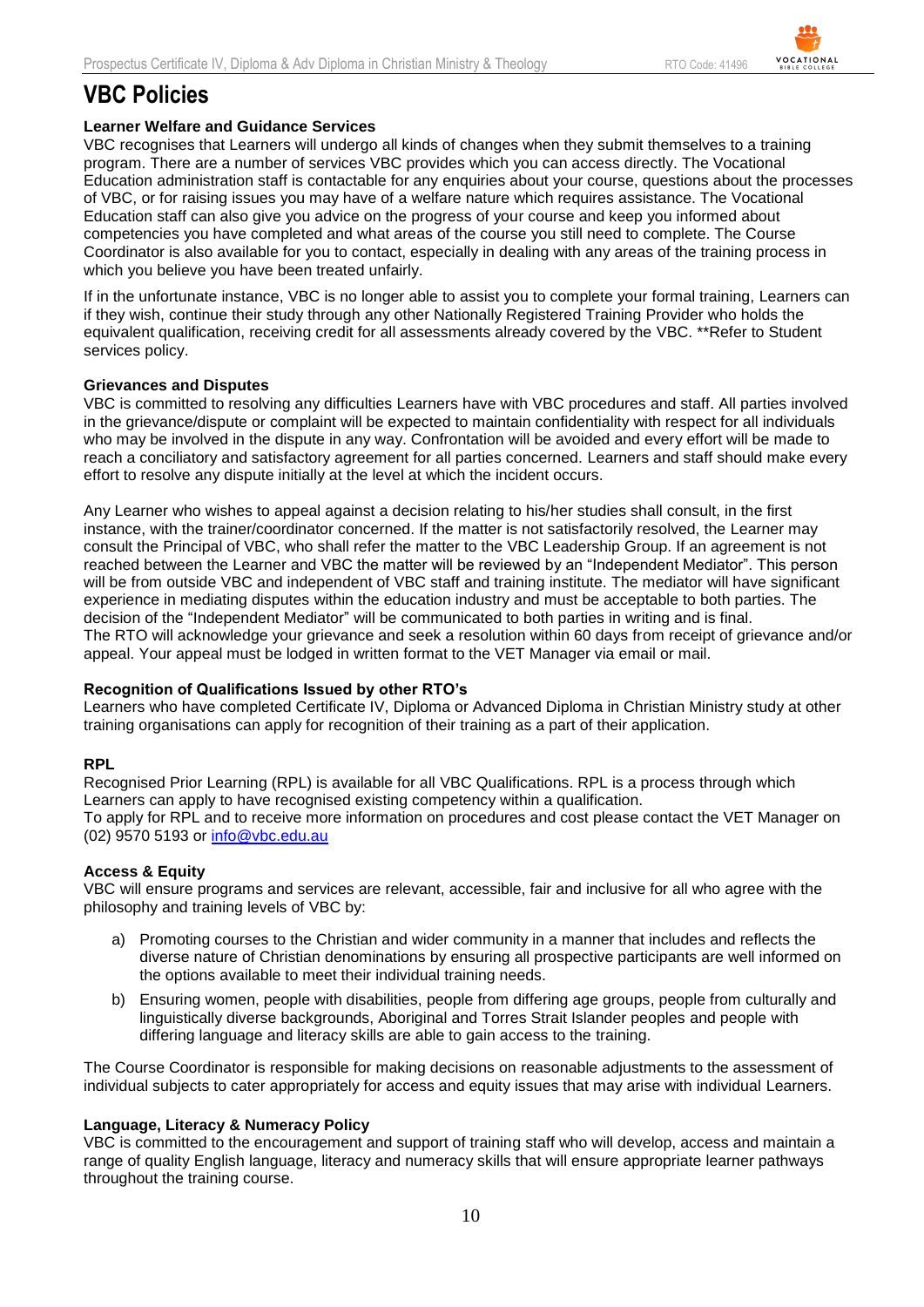# VBC Policies

**Learner Welfare and Guidance Services**

VBC recognises that Learners will undergo all kinds of changes when they submit themselves to a training program. There are a number of services VBC provides which you can access directly. The Vocational Education administration staff is contactable for any enquiries about your course, questions about the processes of VBC, or for raising issues you may have of a welfare nature which requires assistance. The Vocational Education staff can also give you advice on the progress of your course and keep you informed about competencies you have completed and what areas of the course you still need to complete. The Course Coordinator is also available for you to contact, especially in dealing with any areas of the training process in which you believe you have been treated unfairly.

If in the unfortunate instance, VBC is no longer able to assist you to complete your formal training, Learners can if they wish, continue their study through any other Nationally Registered Training Provider who holds the equivalent qualification, receiving credit for all assessments already covered by the VBC. **Refer to Student services policy.

**Grievances and Disputes**

VBC is committed to resolving any difficulties Learners have with VBC procedures and staff. All parties involved in the grievance/dispute or complaint will be expected to maintain confidentiality with respect for all individuals who may be involved in the dispute in any way. Confrontation will be avoided and every effort will be made to reach a conciliatory and satisfactory agreement for all parties concerned. Learners and staff should make every effort to resolve any dispute initially at the level at which the incident occurs.

Any Learner who wishes to appeal against a decision relating to his/her studies shall consult, in the first instance, with the trainer/coordinator concerned. If the matter is not satisfactorily resolved, the Learner may consult the Principal of VBC, who shall refer the matter to the VBC Leadership Group. If an agreement is not reached between the Learner and VBC the matter will be reviewed by an "Independent Mediator". This person will be from outside VBC and independent of VBC staff and training institute. The mediator will have significant experience in mediating disputes within the education industry and must be acceptable to both parties. The decision of the "Independent Mediator" will be communicated to both parties in writing and is final.
The RTO will acknowledge your grievance and seek a resolution within 60 days from receipt of grievance and/or appeal. Your appeal must be lodged in written format to the VET Manager via email or mail.

**Recognition of Qualifications Issued by other RTO's**

Learners who have completed Certificate IV, Diploma or Advanced Diploma in Christian Ministry study at other training organisations can apply for recognition of their training as a part of their application.

**RPL**

Recognised Prior Learning (RPL) is available for all VBC Qualifications. RPL is a process through which Learners can apply to have recognised existing competency within a qualification.
To apply for RPL and to receive more information on procedures and cost please contact the VET Manager on (02) 9570 5193 or info@vbc.edu.au

**Access & Equity**

VBC will ensure programs and services are relevant, accessible, fair and inclusive for all who agree with the philosophy and training levels of VBC by:

a) Promoting courses to the Christian and wider community in a manner that includes and reflects the diverse nature of Christian denominations by ensuring all prospective participants are well informed on the options available to meet their individual training needs.
b) Ensuring women, people with disabilities, people from differing age groups, people from culturally and linguistically diverse backgrounds, Aboriginal and Torres Strait Islander peoples and people with differing language and literacy skills are able to gain access to the training.

The Course Coordinator is responsible for making decisions on reasonable adjustments to the assessment of individual subjects to cater appropriately for access and equity issues that may arise with individual Learners.

**Language, Literacy & Numeracy Policy**

VBC is committed to the encouragement and support of training staff who will develop, access and maintain a range of quality English language, literacy and numeracy skills that will ensure appropriate learner pathways throughout the training course.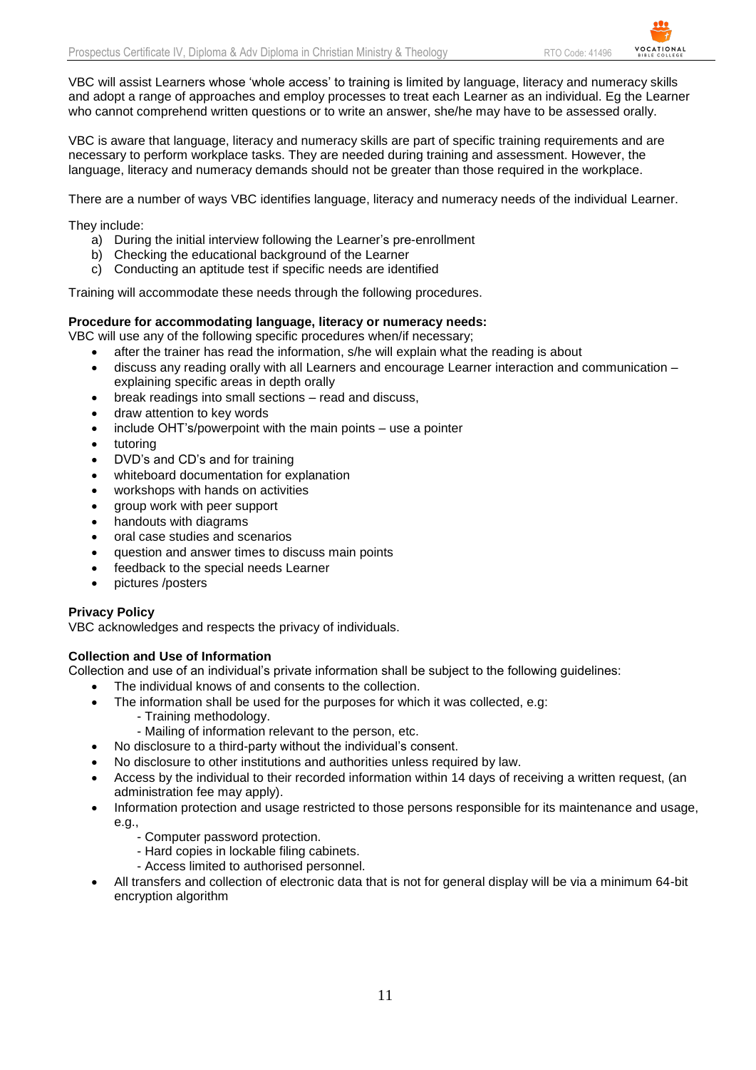VBC will assist Learners whose 'whole access' to training is limited by language, literacy and numeracy skills and adopt a range of approaches and employ processes to treat each Learner as an individual. Eg the Learner who cannot comprehend written questions or to write an answer, she/he may have to be assessed orally.

VBC is aware that language, literacy and numeracy skills are part of specific training requirements and are necessary to perform workplace tasks. They are needed during training and assessment. However, the language, literacy and numeracy demands should not be greater than those required in the workplace.

There are a number of ways VBC identifies language, literacy and numeracy needs of the individual Learner.

They include:

a) During the initial interview following the Learner's pre-enrollment
b) Checking the educational background of the Learner
c) Conducting an aptitude test if specific needs are identified

Training will accommodate these needs through the following procedures.

**Procedure for accommodating language, literacy or numeracy needs:**
VBC will use any of the following specific procedures when/if necessary;

- after the trainer has read the information, s/he will explain what the reading is about
- discuss any reading orally with all Learners and encourage Learner interaction and communication – explaining specific areas in depth orally
- break readings into small sections – read and discuss,
- draw attention to key words
- include OHT's/powerpoint with the main points – use a pointer
- tutoring
- DVD's and CD's and for training
- whiteboard documentation for explanation
- workshops with hands on activities
- group work with peer support
- handouts with diagrams
- oral case studies and scenarios
- question and answer times to discuss main points
- feedback to the special needs Learner
- pictures /posters

**Privacy Policy**
VBC acknowledges and respects the privacy of individuals.

**Collection and Use of Information**
Collection and use of an individual's private information shall be subject to the following guidelines:

- The individual knows of and consents to the collection.
- The information shall be used for the purposes for which it was collected, e.g:
  - Training methodology.
  - Mailing of information relevant to the person, etc.
- No disclosure to a third-party without the individual's consent.
- No disclosure to other institutions and authorities unless required by law.
- Access by the individual to their recorded information within 14 days of receiving a written request, (an administration fee may apply).
- Information protection and usage restricted to those persons responsible for its maintenance and usage, e.g.,
  - Computer password protection.
  - Hard copies in lockable filing cabinets.
  - Access limited to authorised personnel.
- All transfers and collection of electronic data that is not for general display will be via a minimum 64-bit encryption algorithm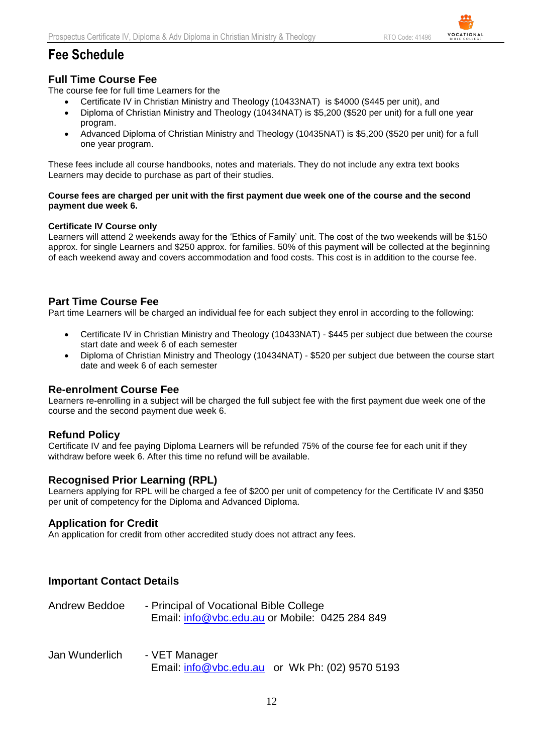# Fee Schedule

## Full Time Course Fee

The course fee for full time Learners for the

- Certificate IV in Christian Ministry and Theology (10433NAT) is $4000 ($445 per unit), and
- Diploma of Christian Ministry and Theology (10434NAT) is $5,200 ($520 per unit) for a full one year program.
- Advanced Diploma of Christian Ministry and Theology (10435NAT) is $5,200 ($520 per unit) for a full one year program.

These fees include all course handbooks, notes and materials. They do not include any extra text books Learners may decide to purchase as part of their studies.

**Course fees are charged per unit with the first payment due week one of the course and the second payment due week 6.**

**Certificate IV Course only**

Learners will attend 2 weekends away for the 'Ethics of Family' unit. The cost of the two weekends will be $150 approx. for single Learners and $250 approx. for families. 50% of this payment will be collected at the beginning of each weekend away and covers accommodation and food costs. This cost is in addition to the course fee.

## Part Time Course Fee

Part time Learners will be charged an individual fee for each subject they enrol in according to the following:

- Certificate IV in Christian Ministry and Theology (10433NAT) - $445 per subject due between the course start date and week 6 of each semester
- Diploma of Christian Ministry and Theology (10434NAT) - $520 per subject due between the course start date and week 6 of each semester

## Re-enrolment Course Fee

Learners re-enrolling in a subject will be charged the full subject fee with the first payment due week one of the course and the second payment due week 6.

## Refund Policy

Certificate IV and fee paying Diploma Learners will be refunded 75% of the course fee for each unit if they withdraw before week 6. After this time no refund will be available.

## Recognised Prior Learning (RPL)

Learners applying for RPL will be charged a fee of $200 per unit of competency for the Certificate IV and $350 per unit of competency for the Diploma and Advanced Diploma.

## Application for Credit

An application for credit from other accredited study does not attract any fees.

## Important Contact Details

Andrew Beddoe - Principal of Vocational Bible College
Email: info@vbc.edu.au or Mobile: 0425 284 849

Jan Wunderlich - VET Manager
Email: info@vbc.edu.au or Wk Ph: (02) 9570 5193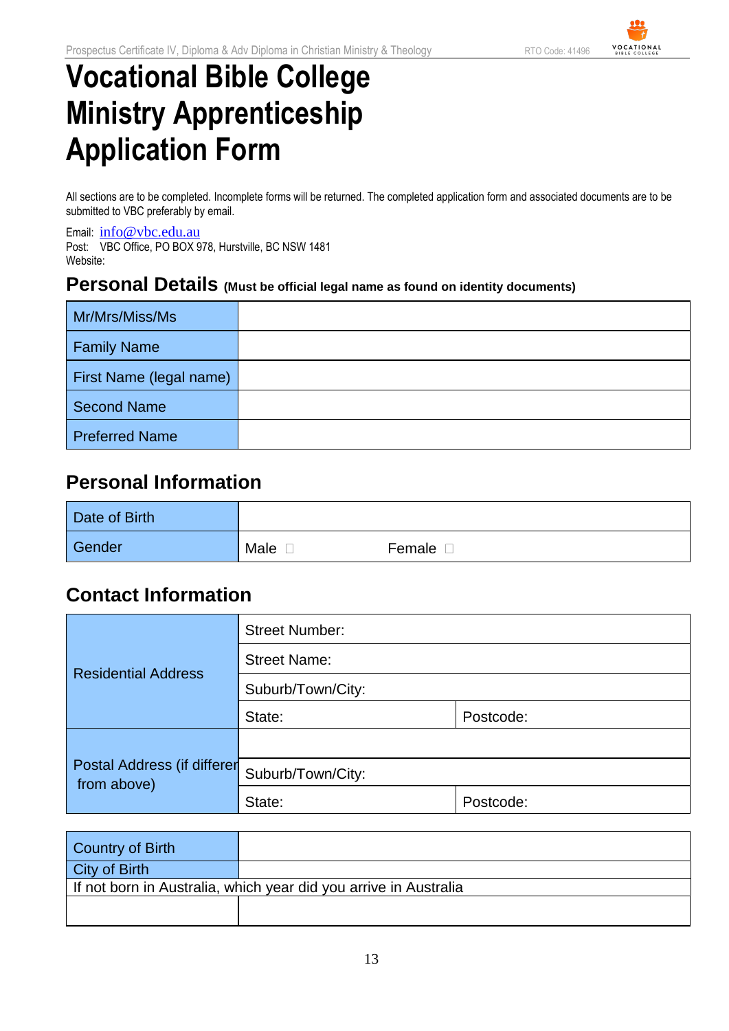# Vocational Bible College Ministry Apprenticeship Application Form

All sections are to be completed. Incomplete forms will be returned. The completed application form and associated documents are to be submitted to VBC preferably by email.

Email: info@vbc.edu.au
Post: VBC Office, PO BOX 978, Hurstville, BC NSW 1481
Website:

## Personal Details (Must be official legal name as found on identity documents)

| | |
|---|---|
| Mr/Mrs/Miss/Ms | |
| Family Name | |
| First Name (legal name) | |
| Second Name | |
| Preferred Name | |

## Personal Information

| | | |
|---|---|---|
| Date of Birth | | |
| Gender | Male ☐ | Female ☐ |

## Contact Information

| | | |
|---|---|---|
| Residential Address | Street Number: | |
| | Street Name: | |
| | Suburb/Town/City: | |
| | State: | Postcode: |
| Postal Address (if different from above) | | |
| | Suburb/Town/City: | |
| | State: | Postcode: |

| | |
|---|---|
| Country of Birth | |
| City of Birth | |
| If not born in Australia, which year did you arrive in Australia | |
| | |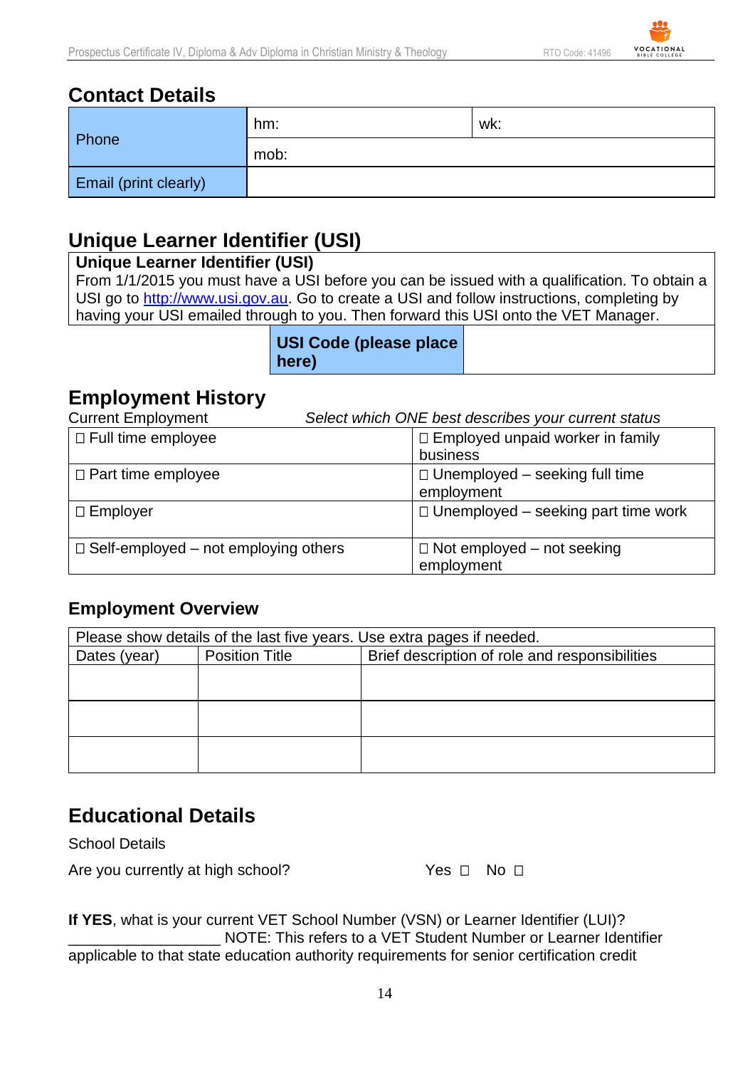## Contact Details

| Phone | hm: | wk: |
|---|---|---|
| | mob: | |
| Email (print clearly) | | |

## Unique Learner Identifier (USI)

| **Unique Learner Identifier (USI)** |
|---|
| From 1/1/2015 you must have a USI before you can be issued with a qualification. To obtain a USI go to http://www.usi.gov.au. Go to create a USI and follow instructions, completing by having your USI emailed through to you. Then forward this USI onto the VET Manager. |

| **USI Code (please place here)** | |
|---|---|

## Employment History

Current Employment *Select which ONE best describes your current status*

| | |
|---|---|
| ☐ Full time employee | ☐ Employed unpaid worker in family business |
| ☐ Part time employee | ☐ Unemployed – seeking full time employment |
| ☐ Employer | ☐ Unemployed – seeking part time work |
| ☐ Self-employed – not employing others | ☐ Not employed – not seeking employment |

### Employment Overview

Please show details of the last five years. Use extra pages if needed.

| Dates (year) | Position Title | Brief description of role and responsibilities |
|---|---|---|
| | | |
| | | |
| | | |

## Educational Details

School Details

Are you currently at high school? Yes ☐ No ☐

**If YES**, what is your current VET School Number (VSN) or Learner Identifier (LUI)? __________________ NOTE: This refers to a VET Student Number or Learner Identifier applicable to that state education authority requirements for senior certification credit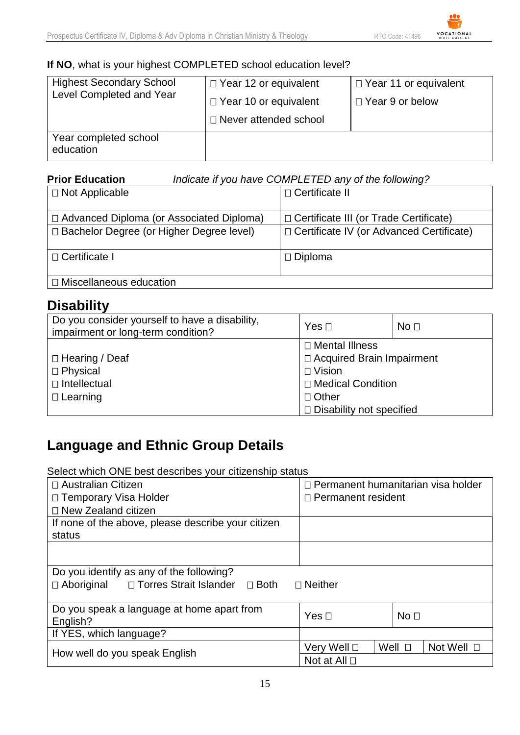**If NO**, what is your highest COMPLETED school education level?

| Highest Secondary School Level Completed and Year | ☐ Year 12 or equivalent<br>☐ Year 10 or equivalent<br>☐ Never attended school | ☐ Year 11 or equivalent<br>☐ Year 9 or below |
|---|---|---|
| Year completed school education | | |

**Prior Education** *Indicate if you have COMPLETED any of the following?*

| | |
|---|---|
| ☐ Not Applicable | ☐ Certificate II |
| ☐ Advanced Diploma (or Associated Diploma) | ☐ Certificate III (or Trade Certificate) |
| ☐ Bachelor Degree (or Higher Degree level) | ☐ Certificate IV (or Advanced Certificate) |
| ☐ Certificate I | ☐ Diploma |
| ☐ Miscellaneous education | |

## Disability

| Do you consider yourself to have a disability, impairment or long-term condition? | Yes ☐ | No ☐ |
|---|---|---|
| ☐ Hearing / Deaf<br>☐ Physical<br>☐ Intellectual<br>☐ Learning | ☐ Mental Illness<br>☐ Acquired Brain Impairment<br>☐ Vision<br>☐ Medical Condition<br>☐ Other<br>☐ Disability not specified | |

## Language and Ethnic Group Details

Select which ONE best describes your citizenship status

| | | | |
|---|---|---|---|
| ☐ Australian Citizen<br>☐ Temporary Visa Holder<br>☐ New Zealand citizen | ☐ Permanent humanitarian visa holder<br>☐ Permanent resident | | |
| If none of the above, please describe your citizen status | | | |
| | | | |
| Do you identify as any of the following?<br>☐ Aboriginal ☐ Torres Strait Islander ☐ Both ☐ Neither | | | |
| Do you speak a language at home apart from English? | Yes ☐ | No ☐ | |
| If YES, which language? | | | |
| How well do you speak English | Very Well ☐<br>Not at All ☐ | Well ☐ | Not Well ☐ |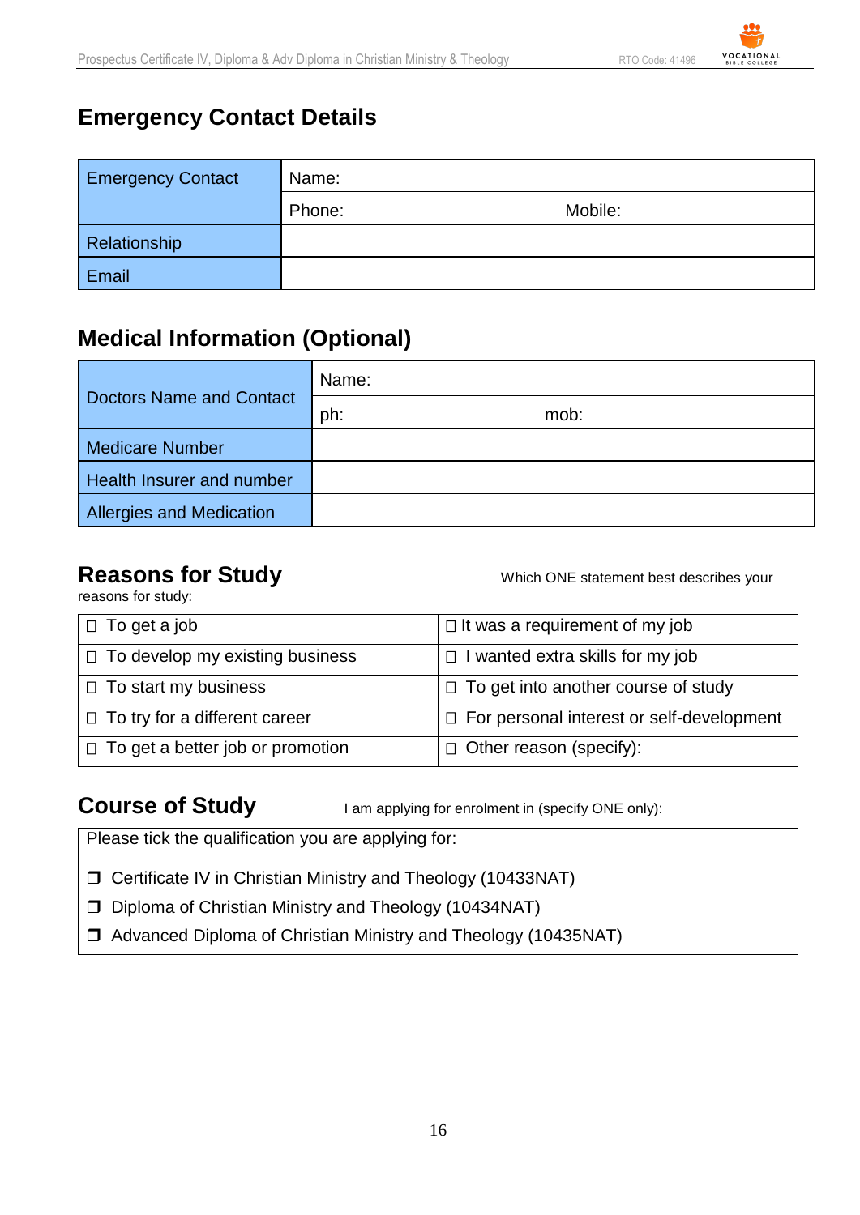## Emergency Contact Details

| Emergency Contact | Name: | |
|---|---|---|
| | Phone: | Mobile: |
| Relationship | | |
| Email | | |

## Medical Information (Optional)

| Doctors Name and Contact | Name: | |
|---|---|---|
| | ph: | mob: |
| Medicare Number | | |
| Health Insurer and number | | |
| Allergies and Medication | | |

## Reasons for Study

Which ONE statement best describes your reasons for study:

| | |
|---|---|
| ☐ To get a job | ☐ It was a requirement of my job |
| ☐ To develop my existing business | ☐ I wanted extra skills for my job |
| ☐ To start my business | ☐ To get into another course of study |
| ☐ To try for a different career | ☐ For personal interest or self-development |
| ☐ To get a better job or promotion | ☐ Other reason (specify): |

## Course of Study

I am applying for enrolment in (specify ONE only):

Please tick the qualification you are applying for:

- ❒ Certificate IV in Christian Ministry and Theology (10433NAT)
- ❒ Diploma of Christian Ministry and Theology (10434NAT)
- ❒ Advanced Diploma of Christian Ministry and Theology (10435NAT)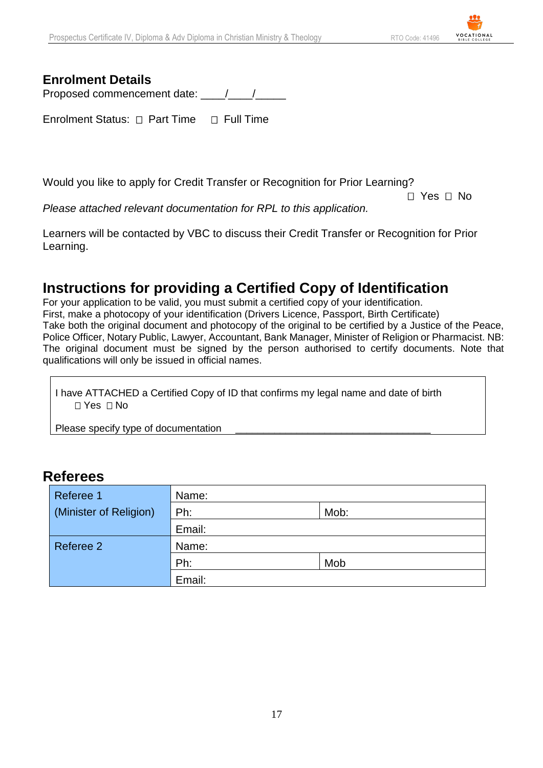## Enrolment Details

Proposed commencement date: ____/____/_____

Enrolment Status: ☐ Part Time ☐ Full Time

Would you like to apply for Credit Transfer or Recognition for Prior Learning?

☐ Yes ☐ No

*Please attached relevant documentation for RPL to this application.*

Learners will be contacted by VBC to discuss their Credit Transfer or Recognition for Prior Learning.

## Instructions for providing a Certified Copy of Identification

For your application to be valid, you must submit a certified copy of your identification.
First, make a photocopy of your identification (Drivers Licence, Passport, Birth Certificate)
Take both the original document and photocopy of the original to be certified by a Justice of the Peace, Police Officer, Notary Public, Lawyer, Accountant, Bank Manager, Minister of Religion or Pharmacist. NB: The original document must be signed by the person authorised to certify documents. Note that qualifications will only be issued in official names.

I have ATTACHED a Certified Copy of ID that confirms my legal name and date of birth
☐ Yes ☐ No

Please specify type of documentation ___________________________________

## Referees

| | | |
|---|---|---|
| Referee 1 (Minister of Religion) | Name: | |
| | Ph: | Mob: |
| | Email: | |
| Referee 2 | Name: | |
| | Ph: | Mob |
| | Email: | |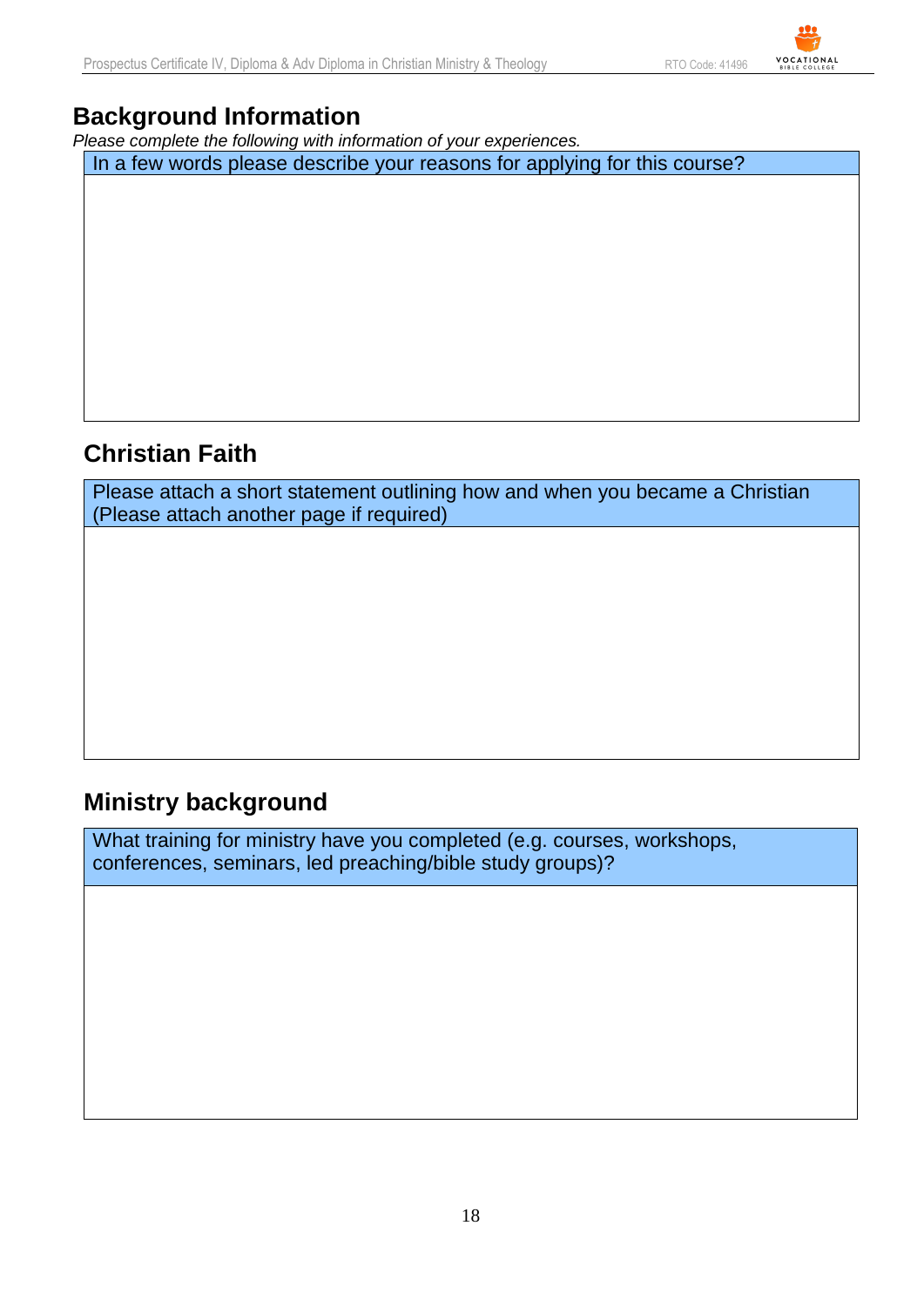## Background Information

*Please complete the following with information of your experiences.*

| In a few words please describe your reasons for applying for this course? |
| --- |
| |

## Christian Faith

| Please attach a short statement outlining how and when you became a Christian (Please attach another page if required) |
| --- |
| |

## Ministry background

| What training for ministry have you completed (e.g. courses, workshops, conferences, seminars, led preaching/bible study groups)? |
| --- |
| |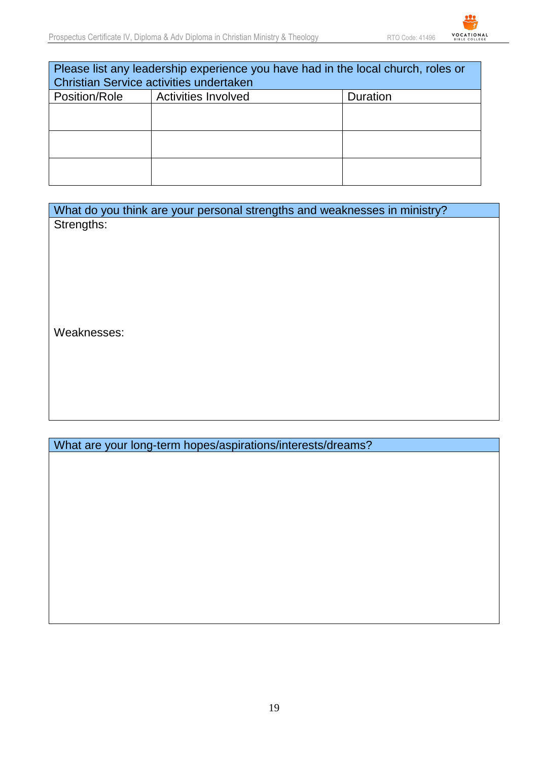| Please list any leadership experience you have had in the local church, roles or Christian Service activities undertaken | | |
|---|---|---|
| Position/Role | Activities Involved | Duration |
| | | |
| | | |
| | | |

| What do you think are your personal strengths and weaknesses in ministry? |
|---|
| Strengths:<br><br><br><br><br>Weaknesses:<br><br><br><br> |

| What are your long-term hopes/aspirations/interests/dreams? |
|---|
| |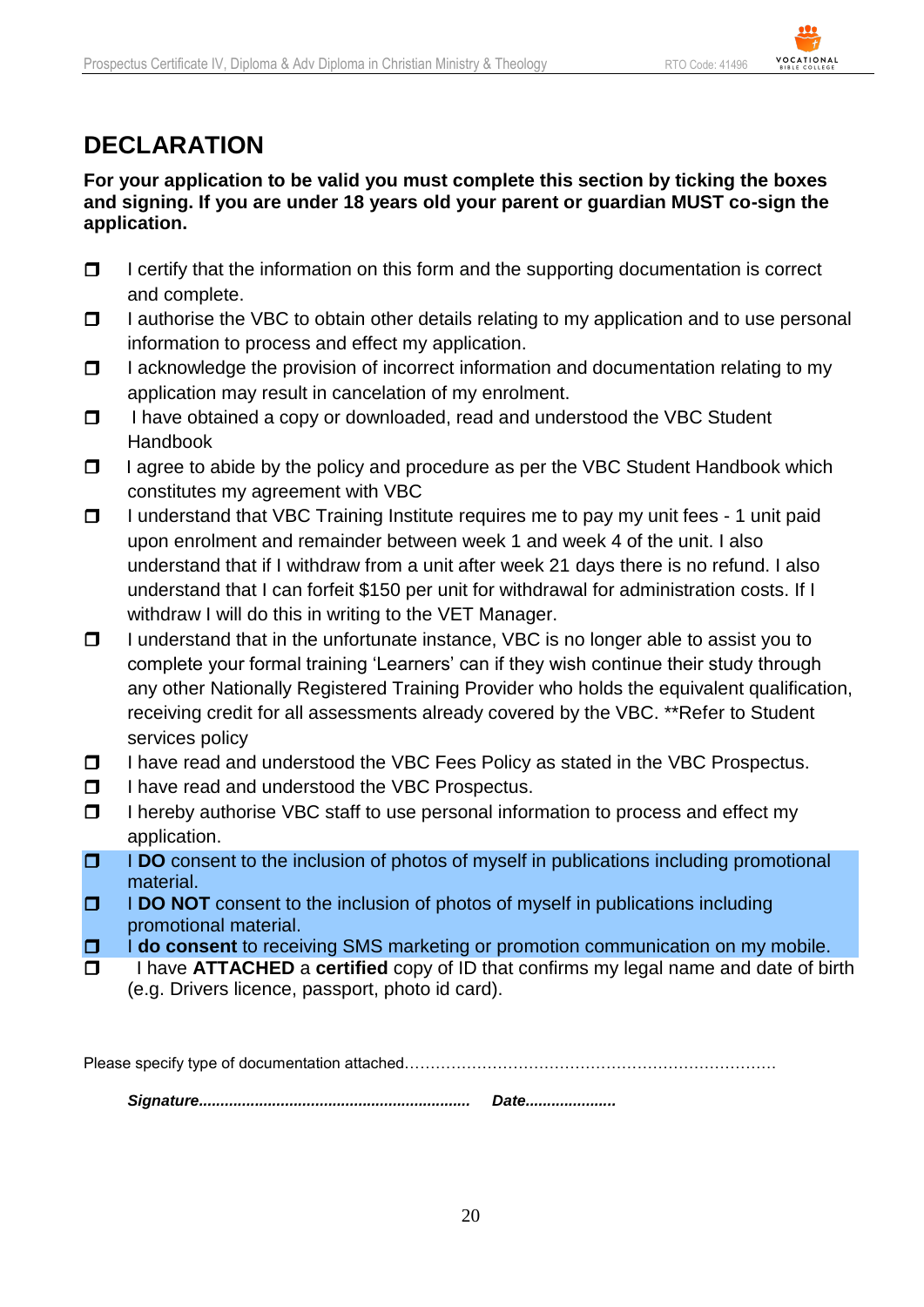# DECLARATION

**For your application to be valid you must complete this section by ticking the boxes and signing. If you are under 18 years old your parent or guardian MUST co-sign the application.**

- ☐ I certify that the information on this form and the supporting documentation is correct and complete.
- ☐ I authorise the VBC to obtain other details relating to my application and to use personal information to process and effect my application.
- ☐ I acknowledge the provision of incorrect information and documentation relating to my application may result in cancelation of my enrolment.
- ☐ I have obtained a copy or downloaded, read and understood the VBC Student Handbook
- ☐ I agree to abide by the policy and procedure as per the VBC Student Handbook which constitutes my agreement with VBC
- ☐ I understand that VBC Training Institute requires me to pay my unit fees - 1 unit paid upon enrolment and remainder between week 1 and week 4 of the unit. I also understand that if I withdraw from a unit after week 21 days there is no refund. I also understand that I can forfeit $150 per unit for withdrawal for administration costs. If I withdraw I will do this in writing to the VET Manager.
- ☐ I understand that in the unfortunate instance, VBC is no longer able to assist you to complete your formal training 'Learners' can if they wish continue their study through any other Nationally Registered Training Provider who holds the equivalent qualification, receiving credit for all assessments already covered by the VBC. **Refer to Student services policy
- ☐ I have read and understood the VBC Fees Policy as stated in the VBC Prospectus.
- ☐ I have read and understood the VBC Prospectus.
- ☐ I hereby authorise VBC staff to use personal information to process and effect my application.
- ☐ I **DO** consent to the inclusion of photos of myself in publications including promotional material.
- ☐ I **DO NOT** consent to the inclusion of photos of myself in publications including promotional material.
- ☐ I **do consent** to receiving SMS marketing or promotion communication on my mobile.
- ☐ I have **ATTACHED** a **certified** copy of ID that confirms my legal name and date of birth (e.g. Drivers licence, passport, photo id card).

Please specify type of documentation attached…………………………………………………………………

***Signature*.............................................................. *Date*.....................**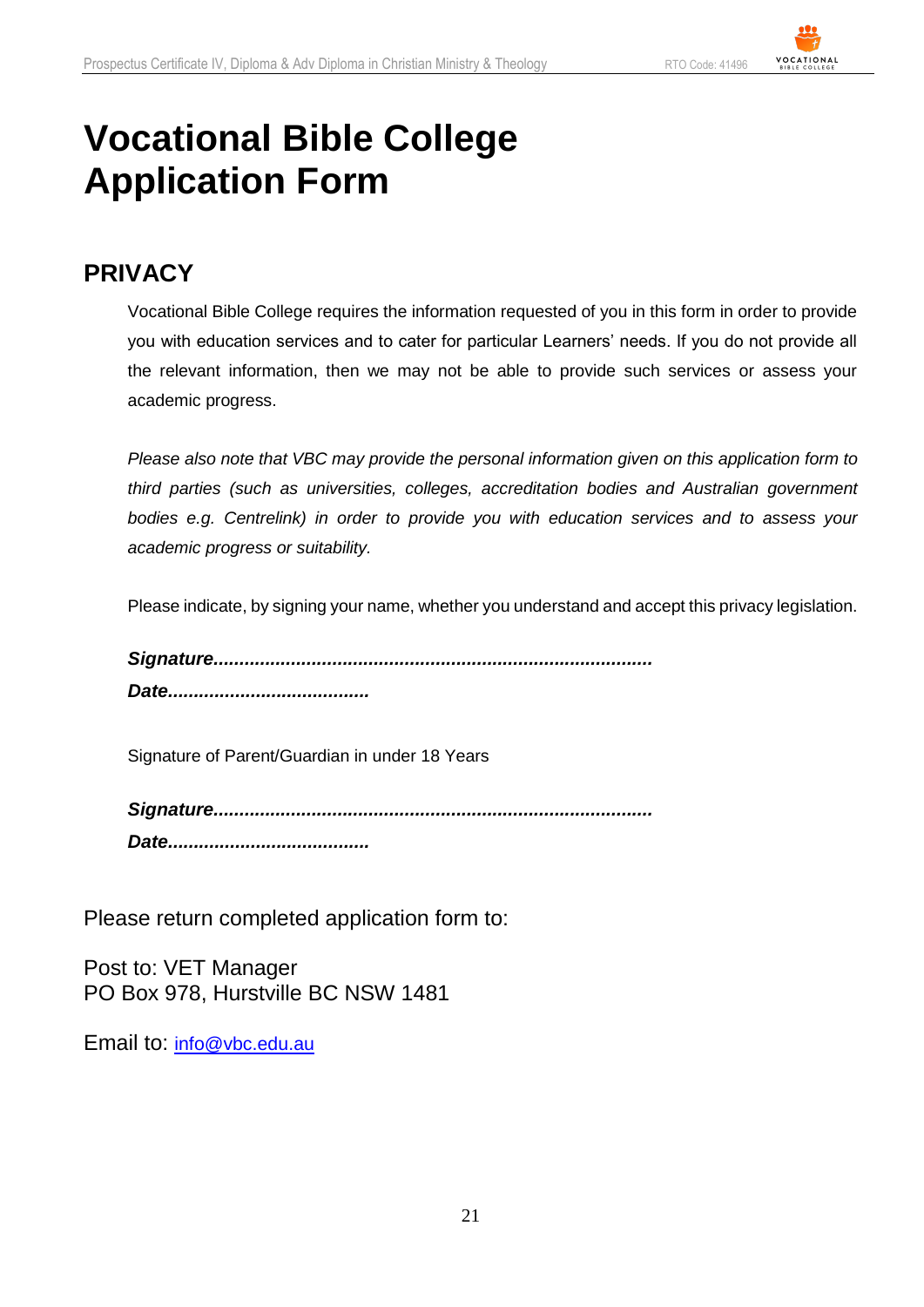# Vocational Bible College Application Form

## PRIVACY

Vocational Bible College requires the information requested of you in this form in order to provide you with education services and to cater for particular Learners' needs. If you do not provide all the relevant information, then we may not be able to provide such services or assess your academic progress.

*Please also note that VBC may provide the personal information given on this application form to third parties (such as universities, colleges, accreditation bodies and Australian government bodies e.g. Centrelink) in order to provide you with education services and to assess your academic progress or suitability.*

Please indicate, by signing your name, whether you understand and accept this privacy legislation.

***Signature....................................................................................***

***Date......................................***

Signature of Parent/Guardian in under 18 Years

***Signature....................................................................................***

***Date......................................***

Please return completed application form to:

Post to: VET Manager
PO Box 978, Hurstville BC NSW 1481

Email to: info@vbc.edu.au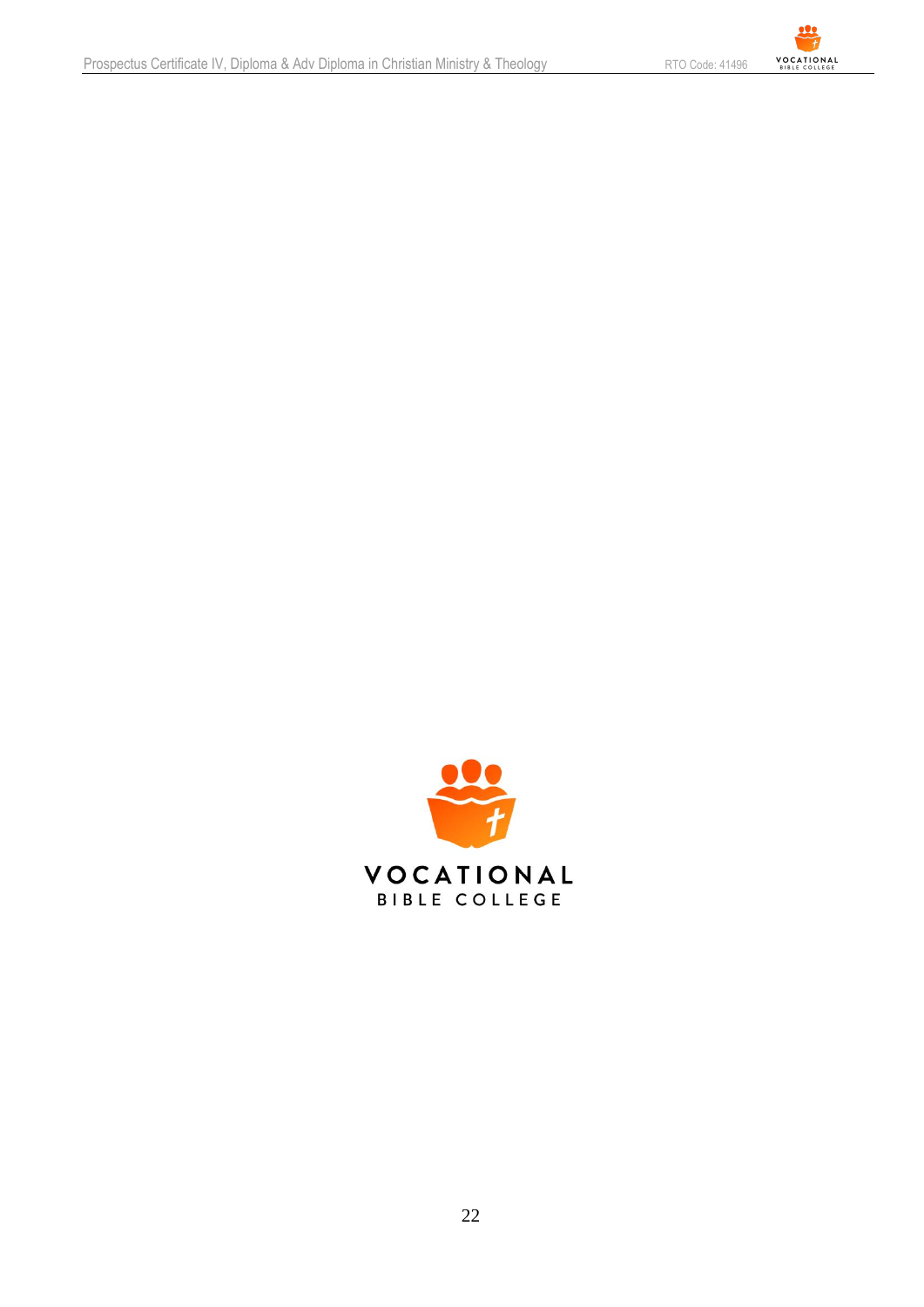VOCATIONAL

BIBLE COLLEGE